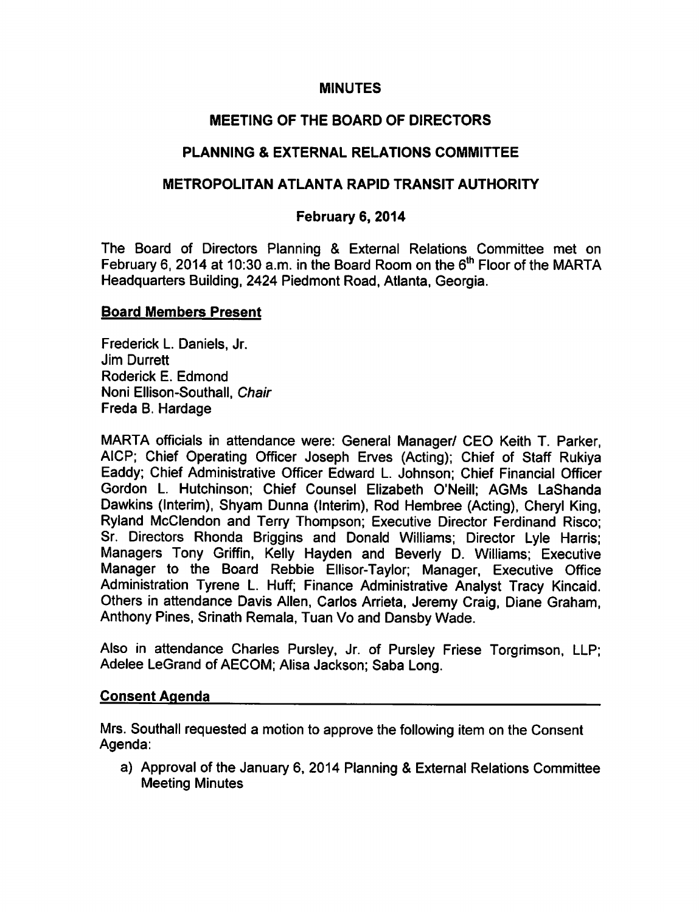# MINUTES

## MEETING OF THE BOARD OF DIRECTORS

## PLANNING & EXTERNAL RELATIONS COMMITTEE

## METROPOLITAN ATLANTA RAPID TRANSIT AUTHORITY

### February 6, 2014

The Board of Directors Planning & External Relations Committee met on February 6, 2014 at 10:30 a.m. in the Board Room on the 6th Floor of the MARTA Headquarters Building, 2424 Piedmont Road, Atlanta, Georgia.

**Board Members Present**

Frederick L. Daniels, Jr.
Jim Durrett
Roderick E. Edmond
Noni Ellison-Southall, *Chair*
Freda B. Hardage

MARTA officials in attendance were: General Manager/ CEO Keith T. Parker, AICP; Chief Operating Officer Joseph Erves (Acting); Chief of Staff Rukiya Eaddy; Chief Administrative Officer Edward L. Johnson; Chief Financial Officer Gordon L. Hutchinson; Chief Counsel Elizabeth O'Neill; AGMs LaShanda Dawkins (Interim), Shyam Dunna (Interim), Rod Hembree (Acting), Cheryl King, Ryland McClendon and Terry Thompson; Executive Director Ferdinand Risco; Sr. Directors Rhonda Briggins and Donald Williams; Director Lyle Harris; Managers Tony Griffin, Kelly Hayden and Beverly D. Williams; Executive Manager to the Board Rebbie Ellisor-Taylor; Manager, Executive Office Administration Tyrene L. Huff; Finance Administrative Analyst Tracy Kincaid. Others in attendance Davis Allen, Carlos Arrieta, Jeremy Craig, Diane Graham, Anthony Pines, Srinath Remala, Tuan Vo and Dansby Wade.

Also in attendance Charles Pursley, Jr. of Pursley Friese Torgrimson, LLP; Adelee LeGrand of AECOM; Alisa Jackson; Saba Long.

**Consent Agenda**

Mrs. Southall requested a motion to approve the following item on the Consent Agenda:

a) Approval of the January 6, 2014 Planning & External Relations Committee Meeting Minutes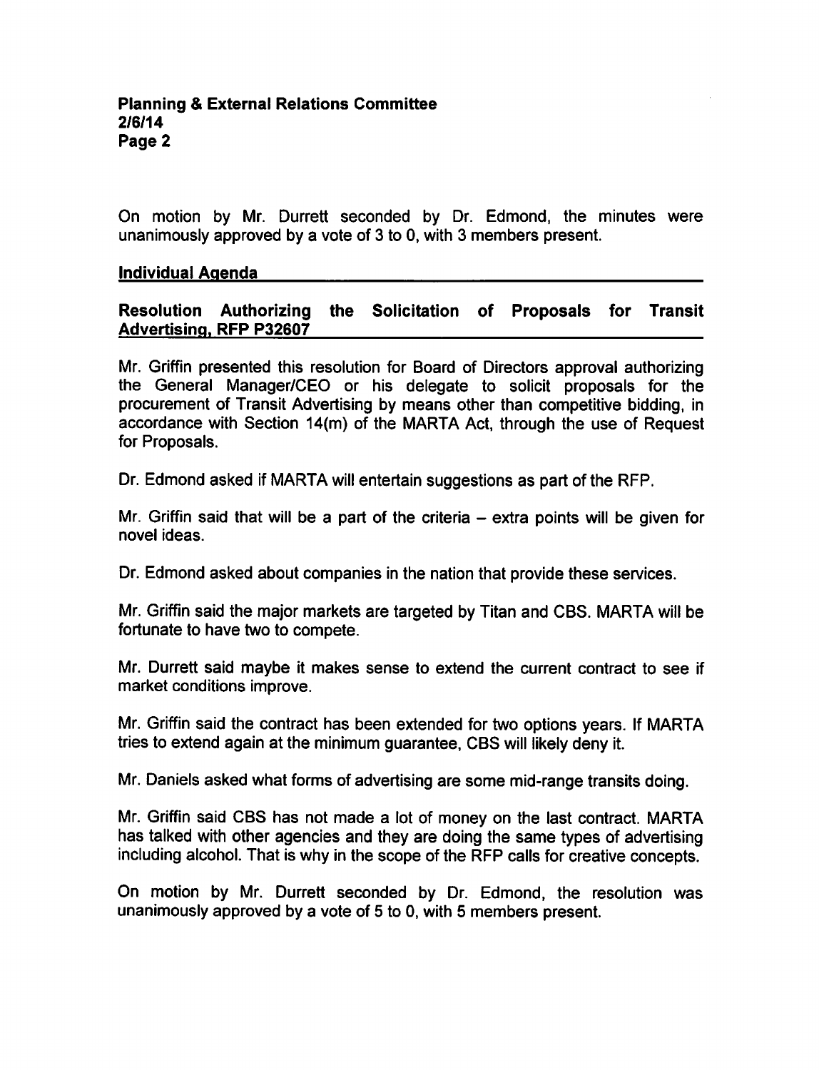On motion by Mr. Durrett seconded by Dr. Edmond, the minutes were unanimously approved by a vote of 3 to 0, with 3 members present.

## Individual Agenda

### Resolution Authorizing the Solicitation of Proposals for Transit Advertising, RFP P32607

Mr. Griffin presented this resolution for Board of Directors approval authorizing the General Manager/CEO or his delegate to solicit proposals for the procurement of Transit Advertising by means other than competitive bidding, in accordance with Section 14(m) of the MARTA Act, through the use of Request for Proposals.

Dr. Edmond asked if MARTA will entertain suggestions as part of the RFP.

Mr. Griffin said that will be a part of the criteria – extra points will be given for novel ideas.

Dr. Edmond asked about companies in the nation that provide these services.

Mr. Griffin said the major markets are targeted by Titan and CBS. MARTA will be fortunate to have two to compete.

Mr. Durrett said maybe it makes sense to extend the current contract to see if market conditions improve.

Mr. Griffin said the contract has been extended for two options years. If MARTA tries to extend again at the minimum guarantee, CBS will likely deny it.

Mr. Daniels asked what forms of advertising are some mid-range transits doing.

Mr. Griffin said CBS has not made a lot of money on the last contract. MARTA has talked with other agencies and they are doing the same types of advertising including alcohol. That is why in the scope of the RFP calls for creative concepts.

On motion by Mr. Durrett seconded by Dr. Edmond, the resolution was unanimously approved by a vote of 5 to 0, with 5 members present.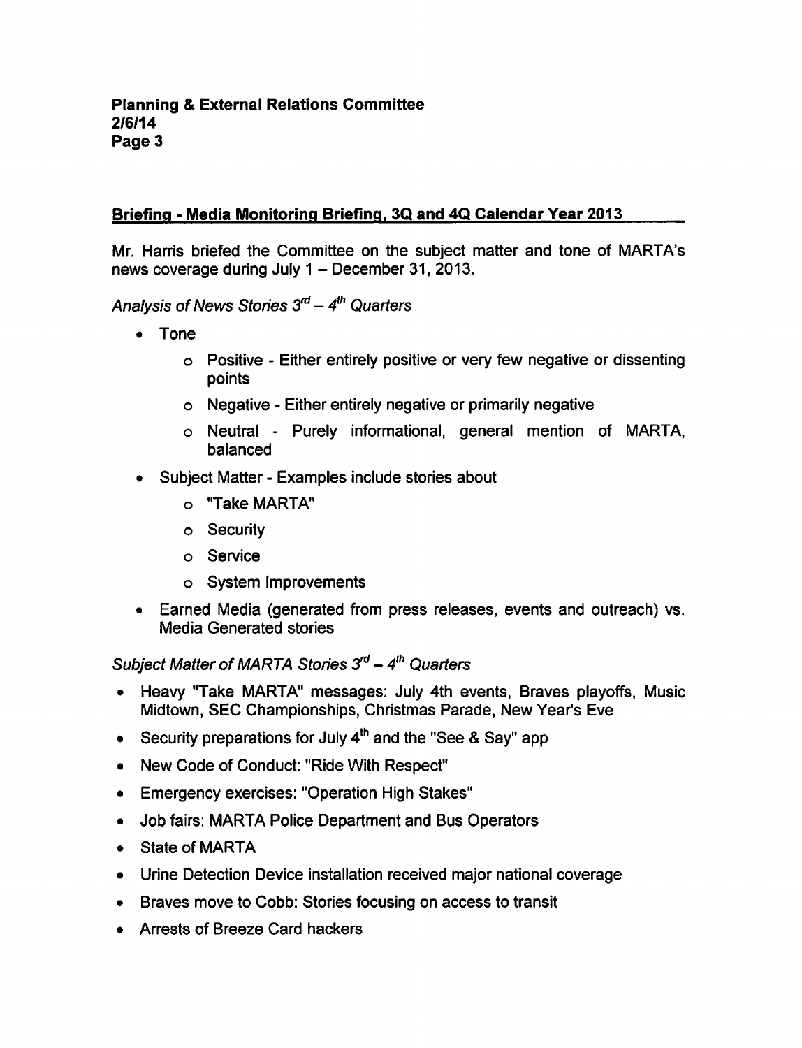## Briefing - Media Monitoring Briefing, 3Q and 4Q Calendar Year 2013

Mr. Harris briefed the Committee on the subject matter and tone of MARTA's news coverage during July 1 – December 31, 2013.

*Analysis of News Stories 3rd – 4th Quarters*

- Tone
  - Positive - Either entirely positive or very few negative or dissenting points
  - Negative - Either entirely negative or primarily negative
  - Neutral - Purely informational, general mention of MARTA, balanced
- Subject Matter - Examples include stories about
  - "Take MARTA"
  - Security
  - Service
  - System Improvements
- Earned Media (generated from press releases, events and outreach) vs. Media Generated stories

*Subject Matter of MARTA Stories 3rd – 4th Quarters*

- Heavy "Take MARTA" messages: July 4th events, Braves playoffs, Music Midtown, SEC Championships, Christmas Parade, New Year's Eve
- Security preparations for July 4th and the "See & Say" app
- New Code of Conduct: "Ride With Respect"
- Emergency exercises: "Operation High Stakes"
- Job fairs: MARTA Police Department and Bus Operators
- State of MARTA
- Urine Detection Device installation received major national coverage
- Braves move to Cobb: Stories focusing on access to transit
- Arrests of Breeze Card hackers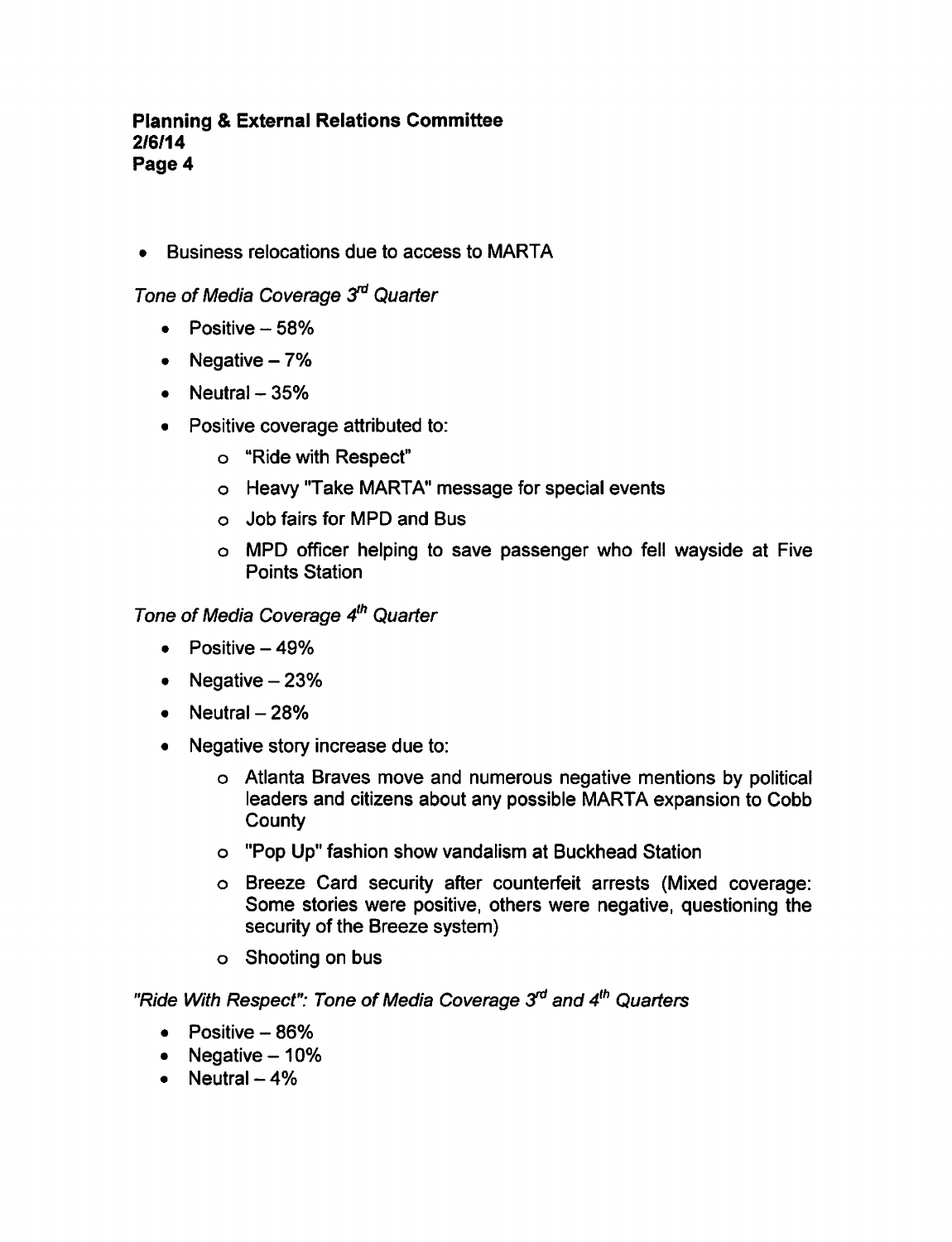- Business relocations due to access to MARTA

*Tone of Media Coverage 3rd Quarter*

- Positive – 58%
- Negative – 7%
- Neutral – 35%
- Positive coverage attributed to:
  - "Ride with Respect"
  - Heavy "Take MARTA" message for special events
  - Job fairs for MPD and Bus
  - MPD officer helping to save passenger who fell wayside at Five Points Station

*Tone of Media Coverage 4th Quarter*

- Positive – 49%
- Negative – 23%
- Neutral – 28%
- Negative story increase due to:
  - Atlanta Braves move and numerous negative mentions by political leaders and citizens about any possible MARTA expansion to Cobb County
  - "Pop Up" fashion show vandalism at Buckhead Station
  - Breeze Card security after counterfeit arrests (Mixed coverage: Some stories were positive, others were negative, questioning the security of the Breeze system)
  - Shooting on bus

*"Ride With Respect": Tone of Media Coverage 3rd and 4th Quarters*

- Positive – 86%
- Negative – 10%
- Neutral – 4%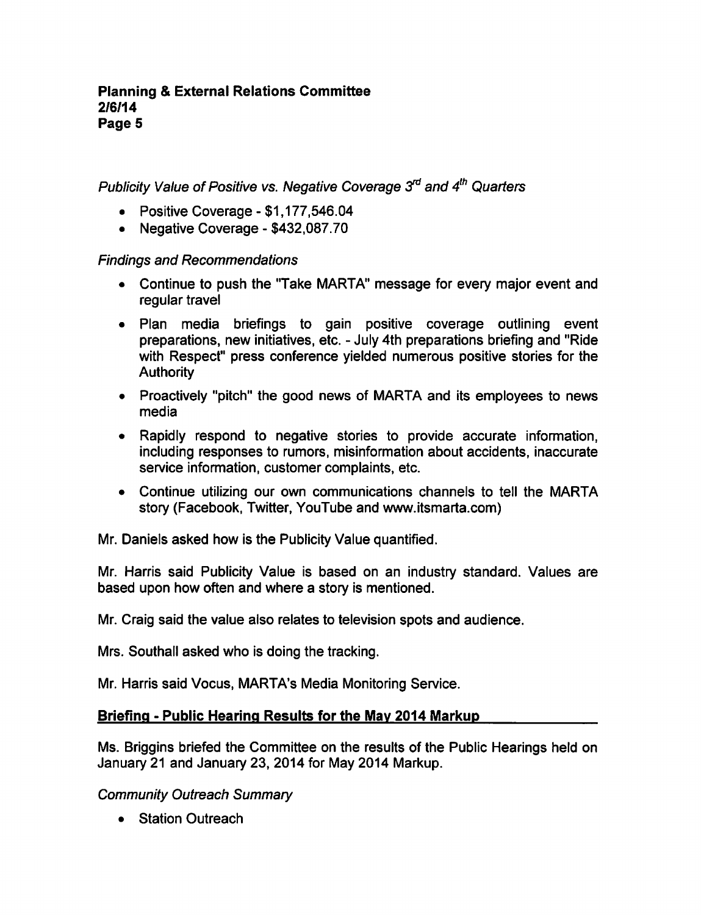*Publicity Value of Positive vs. Negative Coverage 3rd and 4th Quarters*

- Positive Coverage - $1,177,546.04
- Negative Coverage - $432,087.70

*Findings and Recommendations*

- Continue to push the "Take MARTA" message for every major event and regular travel
- Plan media briefings to gain positive coverage outlining event preparations, new initiatives, etc. - July 4th preparations briefing and "Ride with Respect" press conference yielded numerous positive stories for the Authority
- Proactively "pitch" the good news of MARTA and its employees to news media
- Rapidly respond to negative stories to provide accurate information, including responses to rumors, misinformation about accidents, inaccurate service information, customer complaints, etc.
- Continue utilizing our own communications channels to tell the MARTA story (Facebook, Twitter, YouTube and www.itsmarta.com)

Mr. Daniels asked how is the Publicity Value quantified.

Mr. Harris said Publicity Value is based on an industry standard. Values are based upon how often and where a story is mentioned.

Mr. Craig said the value also relates to television spots and audience.

Mrs. Southall asked who is doing the tracking.

Mr. Harris said Vocus, MARTA's Media Monitoring Service.

## Briefing - Public Hearing Results for the May 2014 Markup

Ms. Briggins briefed the Committee on the results of the Public Hearings held on January 21 and January 23, 2014 for May 2014 Markup.

*Community Outreach Summary*

- Station Outreach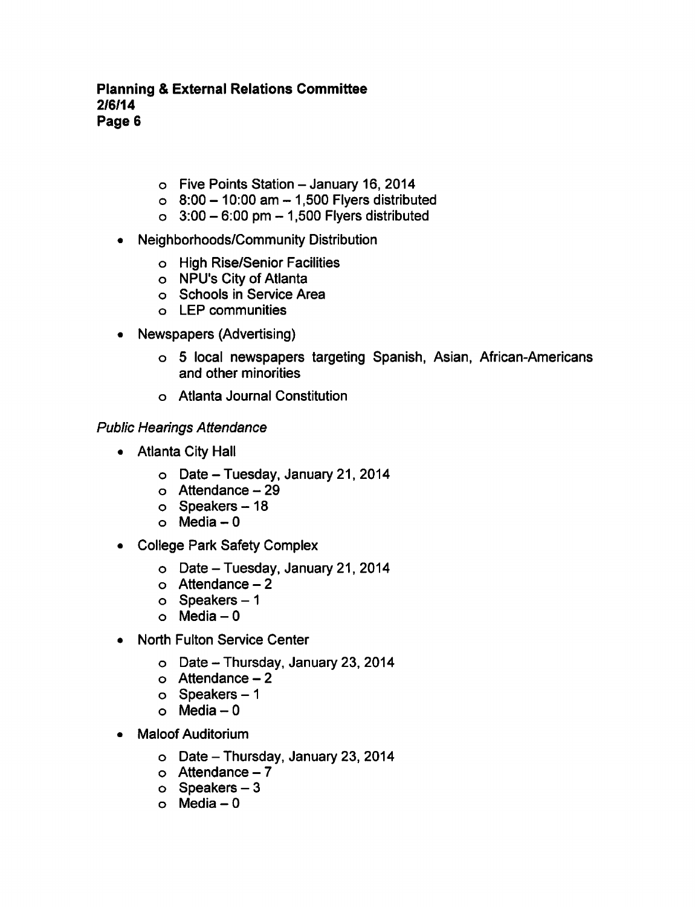- Five Points Station – January 16, 2014
  - 8:00 – 10:00 am – 1,500 Flyers distributed
  - 3:00 – 6:00 pm – 1,500 Flyers distributed

- Neighborhoods/Community Distribution
  - High Rise/Senior Facilities
  - NPU's City of Atlanta
  - Schools in Service Area
  - LEP communities

- Newspapers (Advertising)
  - 5 local newspapers targeting Spanish, Asian, African-Americans and other minorities
  - Atlanta Journal Constitution

*Public Hearings Attendance*

- Atlanta City Hall
  - Date – Tuesday, January 21, 2014
  - Attendance – 29
  - Speakers – 18
  - Media – 0

- College Park Safety Complex
  - Date – Tuesday, January 21, 2014
  - Attendance – 2
  - Speakers – 1
  - Media – 0

- North Fulton Service Center
  - Date – Thursday, January 23, 2014
  - Attendance – 2
  - Speakers – 1
  - Media – 0

- Maloof Auditorium
  - Date – Thursday, January 23, 2014
  - Attendance – 7
  - Speakers – 3
  - Media – 0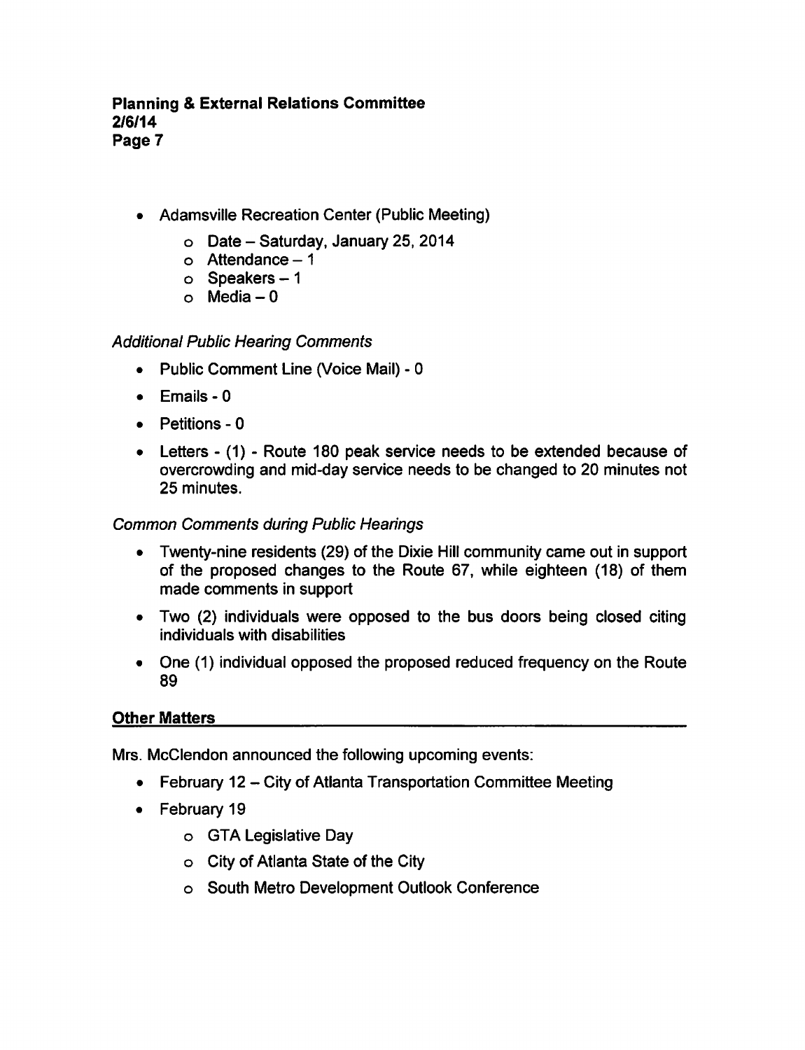- Adamsville Recreation Center (Public Meeting)
  - Date – Saturday, January 25, 2014
  - Attendance – 1
  - Speakers – 1
  - Media – 0

*Additional Public Hearing Comments*

- Public Comment Line (Voice Mail) - 0
- Emails - 0
- Petitions - 0
- Letters - (1) - Route 180 peak service needs to be extended because of overcrowding and mid-day service needs to be changed to 20 minutes not 25 minutes.

*Common Comments during Public Hearings*

- Twenty-nine residents (29) of the Dixie Hill community came out in support of the proposed changes to the Route 67, while eighteen (18) of them made comments in support
- Two (2) individuals were opposed to the bus doors being closed citing individuals with disabilities
- One (1) individual opposed the proposed reduced frequency on the Route 89

**Other Matters**

Mrs. McClendon announced the following upcoming events:

- February 12 – City of Atlanta Transportation Committee Meeting
- February 19
  - GTA Legislative Day
  - City of Atlanta State of the City
  - South Metro Development Outlook Conference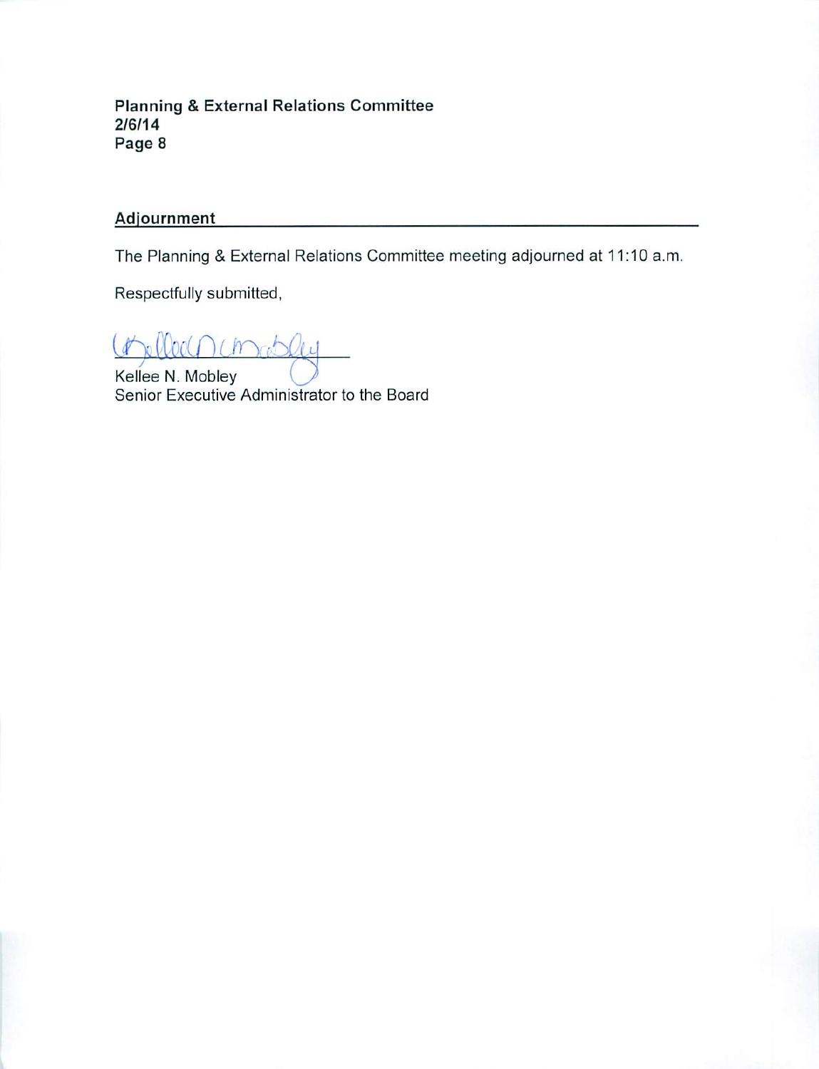## Adjournment

The Planning & External Relations Committee meeting adjourned at 11:10 a.m.

Respectfully submitted,

Kellee N. Mobley
Senior Executive Administrator to the Board